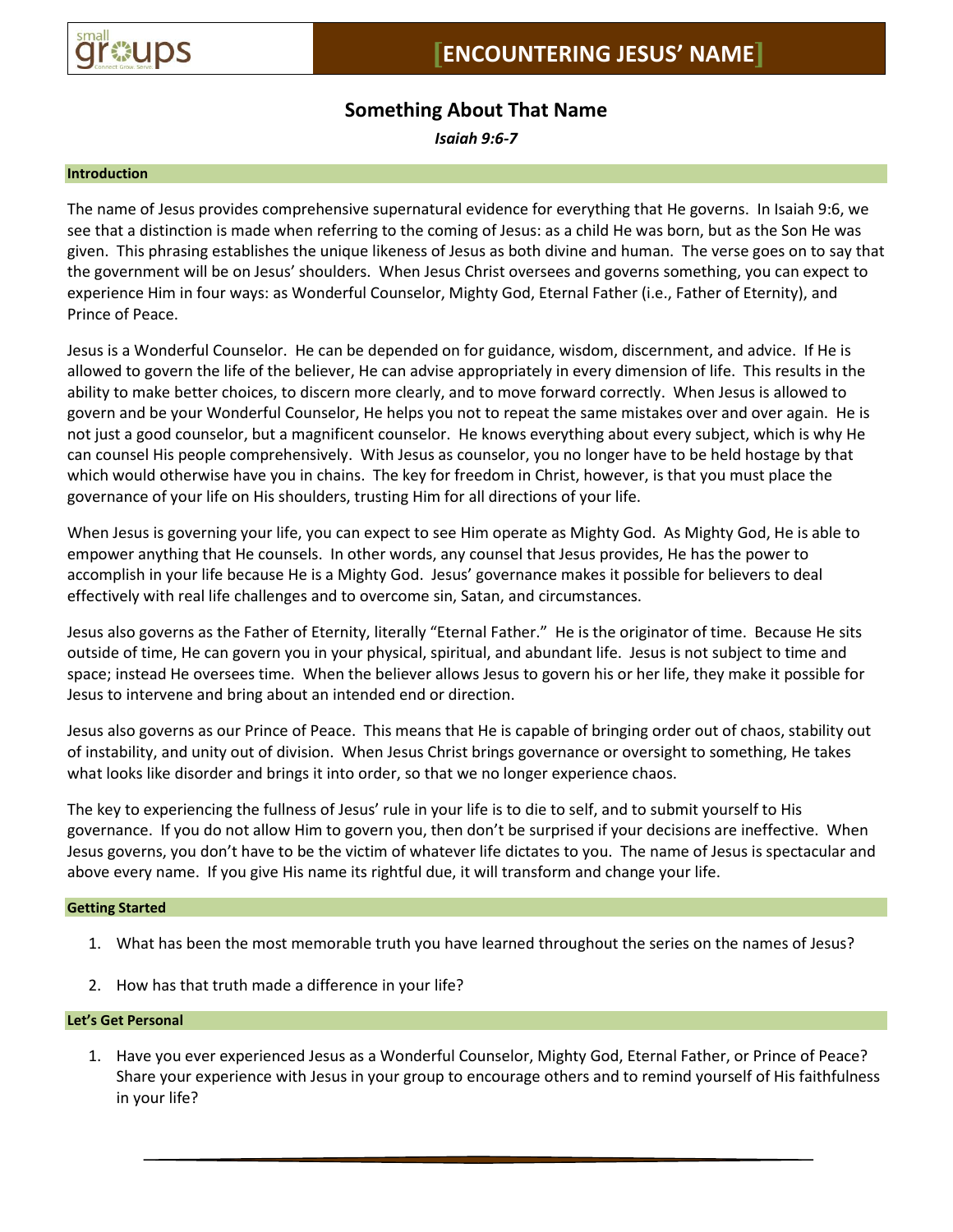# [ENCOUNTERING JESUS' NAME]

## Something About That Name

***Isaiah 9:6-7***

### Introduction

The name of Jesus provides comprehensive supernatural evidence for everything that He governs. In Isaiah 9:6, we see that a distinction is made when referring to the coming of Jesus: as a child He was born, but as the Son He was given. This phrasing establishes the unique likeness of Jesus as both divine and human. The verse goes on to say that the government will be on Jesus' shoulders. When Jesus Christ oversees and governs something, you can expect to experience Him in four ways: as Wonderful Counselor, Mighty God, Eternal Father (i.e., Father of Eternity), and Prince of Peace.

Jesus is a Wonderful Counselor. He can be depended on for guidance, wisdom, discernment, and advice. If He is allowed to govern the life of the believer, He can advise appropriately in every dimension of life. This results in the ability to make better choices, to discern more clearly, and to move forward correctly. When Jesus is allowed to govern and be your Wonderful Counselor, He helps you not to repeat the same mistakes over and over again. He is not just a good counselor, but a magnificent counselor. He knows everything about every subject, which is why He can counsel His people comprehensively. With Jesus as counselor, you no longer have to be held hostage by that which would otherwise have you in chains. The key for freedom in Christ, however, is that you must place the governance of your life on His shoulders, trusting Him for all directions of your life.

When Jesus is governing your life, you can expect to see Him operate as Mighty God. As Mighty God, He is able to empower anything that He counsels. In other words, any counsel that Jesus provides, He has the power to accomplish in your life because He is a Mighty God. Jesus' governance makes it possible for believers to deal effectively with real life challenges and to overcome sin, Satan, and circumstances.

Jesus also governs as the Father of Eternity, literally "Eternal Father." He is the originator of time. Because He sits outside of time, He can govern you in your physical, spiritual, and abundant life. Jesus is not subject to time and space; instead He oversees time. When the believer allows Jesus to govern his or her life, they make it possible for Jesus to intervene and bring about an intended end or direction.

Jesus also governs as our Prince of Peace. This means that He is capable of bringing order out of chaos, stability out of instability, and unity out of division. When Jesus Christ brings governance or oversight to something, He takes what looks like disorder and brings it into order, so that we no longer experience chaos.

The key to experiencing the fullness of Jesus' rule in your life is to die to self, and to submit yourself to His governance. If you do not allow Him to govern you, then don't be surprised if your decisions are ineffective. When Jesus governs, you don't have to be the victim of whatever life dictates to you. The name of Jesus is spectacular and above every name. If you give His name its rightful due, it will transform and change your life.

### Getting Started

1. What has been the most memorable truth you have learned throughout the series on the names of Jesus?
2. How has that truth made a difference in your life?

### Let's Get Personal

1. Have you ever experienced Jesus as a Wonderful Counselor, Mighty God, Eternal Father, or Prince of Peace? Share your experience with Jesus in your group to encourage others and to remind yourself of His faithfulness in your life?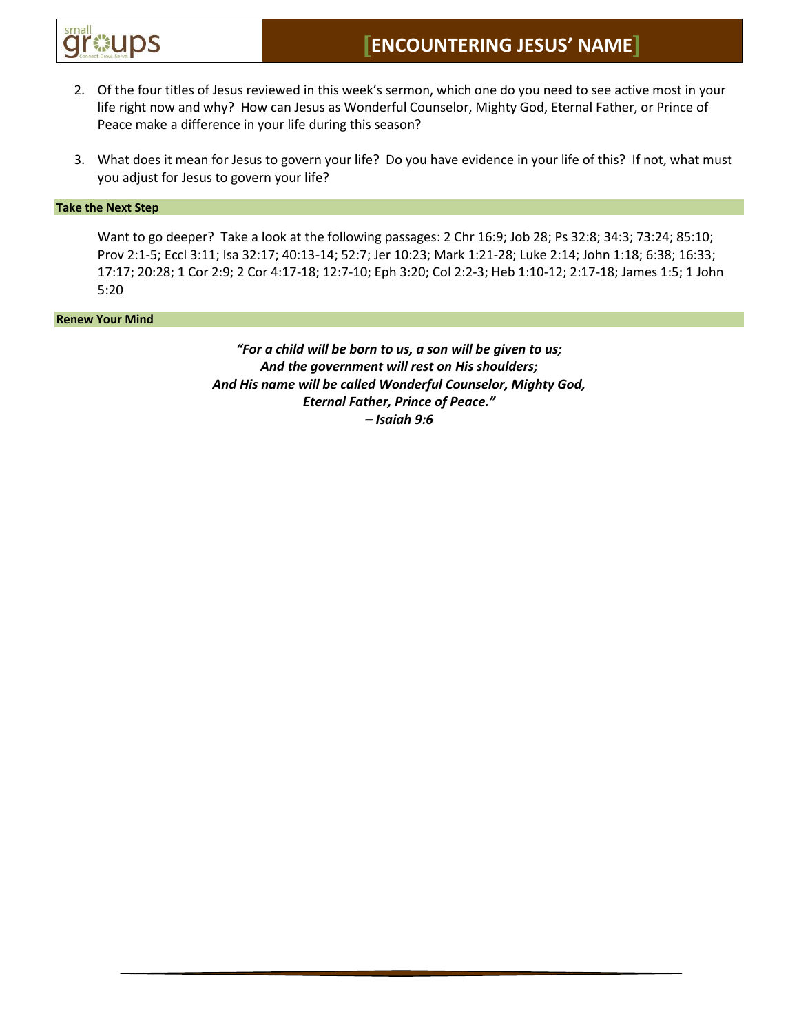2. Of the four titles of Jesus reviewed in this week's sermon, which one do you need to see active most in your life right now and why? How can Jesus as Wonderful Counselor, Mighty God, Eternal Father, or Prince of Peace make a difference in your life during this season?

3. What does it mean for Jesus to govern your life? Do you have evidence in your life of this? If not, what must you adjust for Jesus to govern your life?

**Take the Next Step**

Want to go deeper? Take a look at the following passages: 2 Chr 16:9; Job 28; Ps 32:8; 34:3; 73:24; 85:10; Prov 2:1-5; Eccl 3:11; Isa 32:17; 40:13-14; 52:7; Jer 10:23; Mark 1:21-28; Luke 2:14; John 1:18; 6:38; 16:33; 17:17; 20:28; 1 Cor 2:9; 2 Cor 4:17-18; 12:7-10; Eph 3:20; Col 2:2-3; Heb 1:10-12; 2:17-18; James 1:5; 1 John 5:20

**Renew Your Mind**

***"For a child will be born to us, a son will be given to us;***
***And the government will rest on His shoulders;***
***And His name will be called Wonderful Counselor, Mighty God,***
***Eternal Father, Prince of Peace."***
***– Isaiah 9:6***